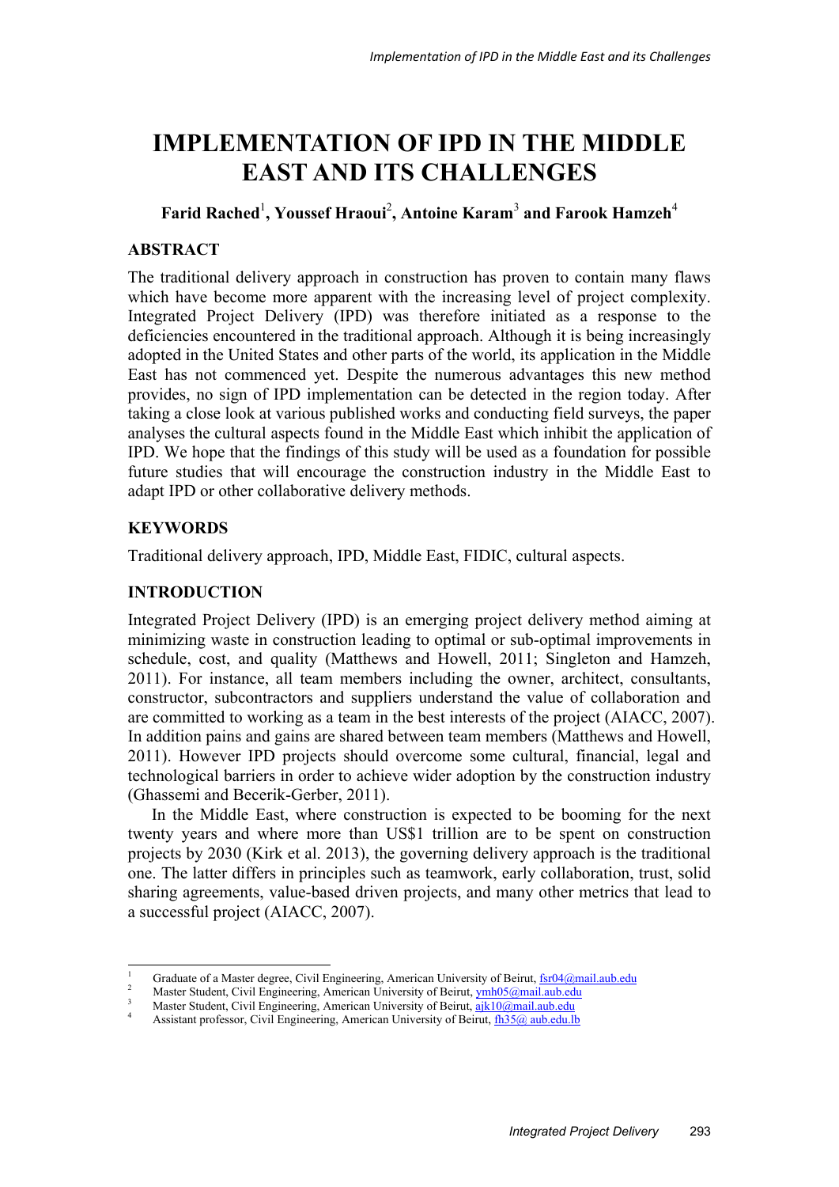# IMPLEMENTATION OF IPD IN THE MIDDLE EAST AND ITS CHALLENGES

**Farid Rached[1], Youssef Hraoui[2], Antoine Karam[3] and Farook Hamzeh[4]**

## ABSTRACT

The traditional delivery approach in construction has proven to contain many flaws which have become more apparent with the increasing level of project complexity. Integrated Project Delivery (IPD) was therefore initiated as a response to the deficiencies encountered in the traditional approach. Although it is being increasingly adopted in the United States and other parts of the world, its application in the Middle East has not commenced yet. Despite the numerous advantages this new method provides, no sign of IPD implementation can be detected in the region today. After taking a close look at various published works and conducting field surveys, the paper analyses the cultural aspects found in the Middle East which inhibit the application of IPD. We hope that the findings of this study will be used as a foundation for possible future studies that will encourage the construction industry in the Middle East to adapt IPD or other collaborative delivery methods.

## KEYWORDS

Traditional delivery approach, IPD, Middle East, FIDIC, cultural aspects.

## INTRODUCTION

Integrated Project Delivery (IPD) is an emerging project delivery method aiming at minimizing waste in construction leading to optimal or sub-optimal improvements in schedule, cost, and quality (Matthews and Howell, 2011; Singleton and Hamzeh, 2011). For instance, all team members including the owner, architect, consultants, constructor, subcontractors and suppliers understand the value of collaboration and are committed to working as a team in the best interests of the project (AIACC, 2007). In addition pains and gains are shared between team members (Matthews and Howell, 2011). However IPD projects should overcome some cultural, financial, legal and technological barriers in order to achieve wider adoption by the construction industry (Ghassemi and Becerik-Gerber, 2011).

In the Middle East, where construction is expected to be booming for the next twenty years and where more than US$1 trillion are to be spent on construction projects by 2030 (Kirk et al. 2013), the governing delivery approach is the traditional one. The latter differs in principles such as teamwork, early collaboration, trust, solid sharing agreements, value-based driven projects, and many other metrics that lead to a successful project (AIACC, 2007).

---

[1] Graduate of a Master degree, Civil Engineering, American University of Beirut, fsr04@mail.aub.edu

[2] Master Student, Civil Engineering, American University of Beirut, ymh05@mail.aub.edu

[3] Master Student, Civil Engineering, American University of Beirut, ajk10@mail.aub.edu

[4] Assistant professor, Civil Engineering, American University of Beirut, fh35@ aub.edu.lb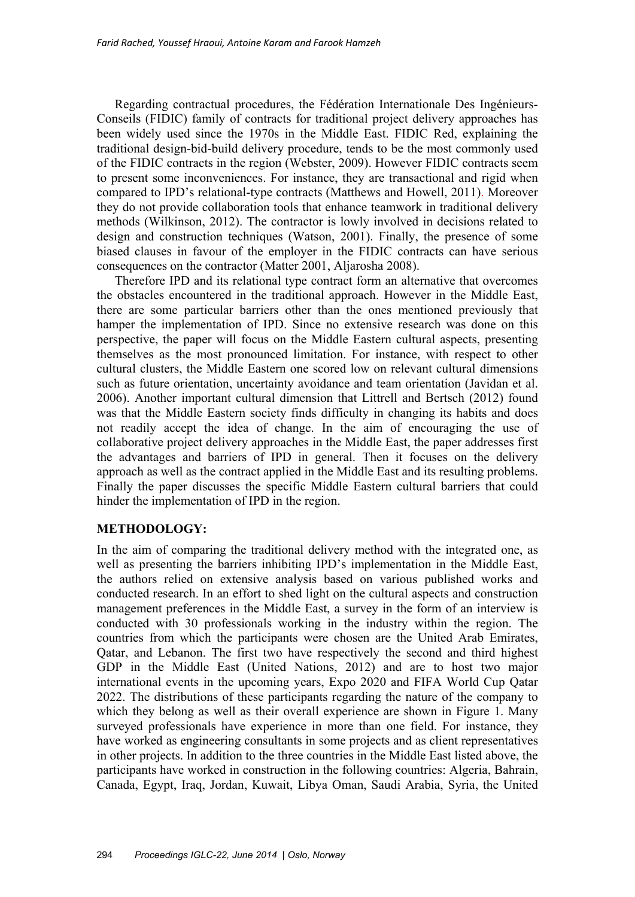Regarding contractual procedures, the Fédération Internationale Des Ingénieurs-Conseils (FIDIC) family of contracts for traditional project delivery approaches has been widely used since the 1970s in the Middle East. FIDIC Red, explaining the traditional design-bid-build delivery procedure, tends to be the most commonly used of the FIDIC contracts in the region (Webster, 2009). However FIDIC contracts seem to present some inconveniences. For instance, they are transactional and rigid when compared to IPD's relational-type contracts (Matthews and Howell, 2011). Moreover they do not provide collaboration tools that enhance teamwork in traditional delivery methods (Wilkinson, 2012). The contractor is lowly involved in decisions related to design and construction techniques (Watson, 2001). Finally, the presence of some biased clauses in favour of the employer in the FIDIC contracts can have serious consequences on the contractor (Matter 2001, Aljarosha 2008).

Therefore IPD and its relational type contract form an alternative that overcomes the obstacles encountered in the traditional approach. However in the Middle East, there are some particular barriers other than the ones mentioned previously that hamper the implementation of IPD. Since no extensive research was done on this perspective, the paper will focus on the Middle Eastern cultural aspects, presenting themselves as the most pronounced limitation. For instance, with respect to other cultural clusters, the Middle Eastern one scored low on relevant cultural dimensions such as future orientation, uncertainty avoidance and team orientation (Javidan et al. 2006). Another important cultural dimension that Littrell and Bertsch (2012) found was that the Middle Eastern society finds difficulty in changing its habits and does not readily accept the idea of change. In the aim of encouraging the use of collaborative project delivery approaches in the Middle East, the paper addresses first the advantages and barriers of IPD in general. Then it focuses on the delivery approach as well as the contract applied in the Middle East and its resulting problems. Finally the paper discusses the specific Middle Eastern cultural barriers that could hinder the implementation of IPD in the region.

## METHODOLOGY:

In the aim of comparing the traditional delivery method with the integrated one, as well as presenting the barriers inhibiting IPD's implementation in the Middle East, the authors relied on extensive analysis based on various published works and conducted research. In an effort to shed light on the cultural aspects and construction management preferences in the Middle East, a survey in the form of an interview is conducted with 30 professionals working in the industry within the region. The countries from which the participants were chosen are the United Arab Emirates, Qatar, and Lebanon. The first two have respectively the second and third highest GDP in the Middle East (United Nations, 2012) and are to host two major international events in the upcoming years, Expo 2020 and FIFA World Cup Qatar 2022. The distributions of these participants regarding the nature of the company to which they belong as well as their overall experience are shown in Figure 1. Many surveyed professionals have experience in more than one field. For instance, they have worked as engineering consultants in some projects and as client representatives in other projects. In addition to the three countries in the Middle East listed above, the participants have worked in construction in the following countries: Algeria, Bahrain, Canada, Egypt, Iraq, Jordan, Kuwait, Libya Oman, Saudi Arabia, Syria, the United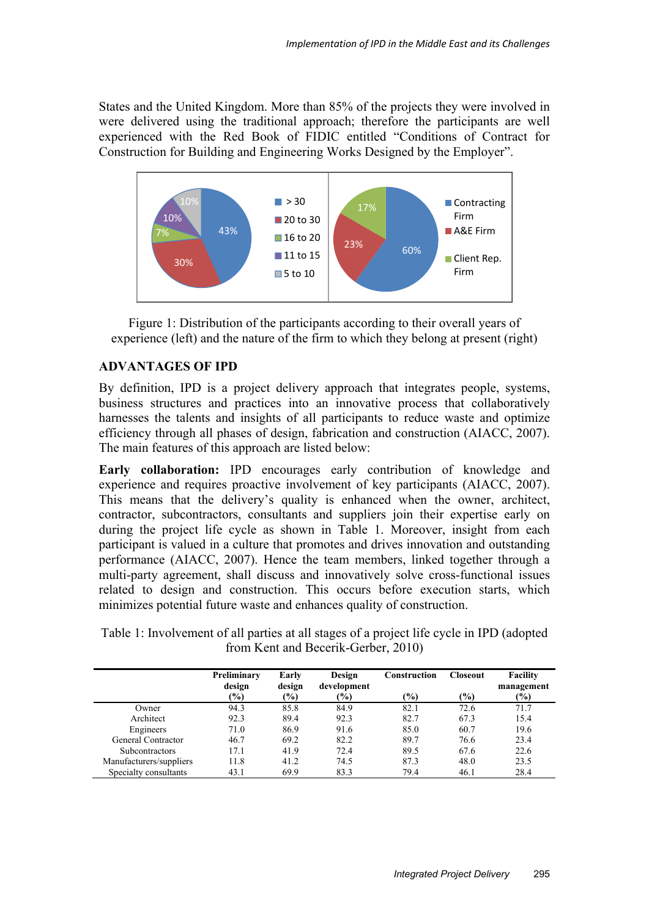States and the United Kingdom. More than 85% of the projects they were involved in were delivered using the traditional approach; therefore the participants are well experienced with the Red Book of FIDIC entitled "Conditions of Contract for Construction for Building and Engineering Works Designed by the Employer".

Figure 1: Distribution of the participants according to their overall years of experience (left) and the nature of the firm to which they belong at present (right)

## ADVANTAGES OF IPD

By definition, IPD is a project delivery approach that integrates people, systems, business structures and practices into an innovative process that collaboratively harnesses the talents and insights of all participants to reduce waste and optimize efficiency through all phases of design, fabrication and construction (AIACC, 2007). The main features of this approach are listed below:

**Early collaboration:** IPD encourages early contribution of knowledge and experience and requires proactive involvement of key participants (AIACC, 2007). This means that the delivery's quality is enhanced when the owner, architect, contractor, subcontractors, consultants and suppliers join their expertise early on during the project life cycle as shown in Table 1. Moreover, insight from each participant is valued in a culture that promotes and drives innovation and outstanding performance (AIACC, 2007). Hence the team members, linked together through a multi-party agreement, shall discuss and innovatively solve cross-functional issues related to design and construction. This occurs before execution starts, which minimizes potential future waste and enhances quality of construction.

Table 1: Involvement of all parties at all stages of a project life cycle in IPD (adopted from Kent and Becerik-Gerber, 2010)

| | Preliminary design (%) | Early design (%) | Design development (%) | Construction (%) | Closeout (%) | Facility management (%) |
|---|---|---|---|---|---|---|
| Owner | 94.3 | 85.8 | 84.9 | 82.1 | 72.6 | 71.7 |
| Architect | 92.3 | 89.4 | 92.3 | 82.7 | 67.3 | 15.4 |
| Engineers | 71.0 | 86.9 | 91.6 | 85.0 | 60.7 | 19.6 |
| General Contractor | 46.7 | 69.2 | 82.2 | 89.7 | 76.6 | 23.4 |
| Subcontractors | 17.1 | 41.9 | 72.4 | 89.5 | 67.6 | 22.6 |
| Manufacturers/suppliers | 11.8 | 41.2 | 74.5 | 87.3 | 48.0 | 23.5 |
| Specialty consultants | 43.1 | 69.9 | 83.3 | 79.4 | 46.1 | 28.4 |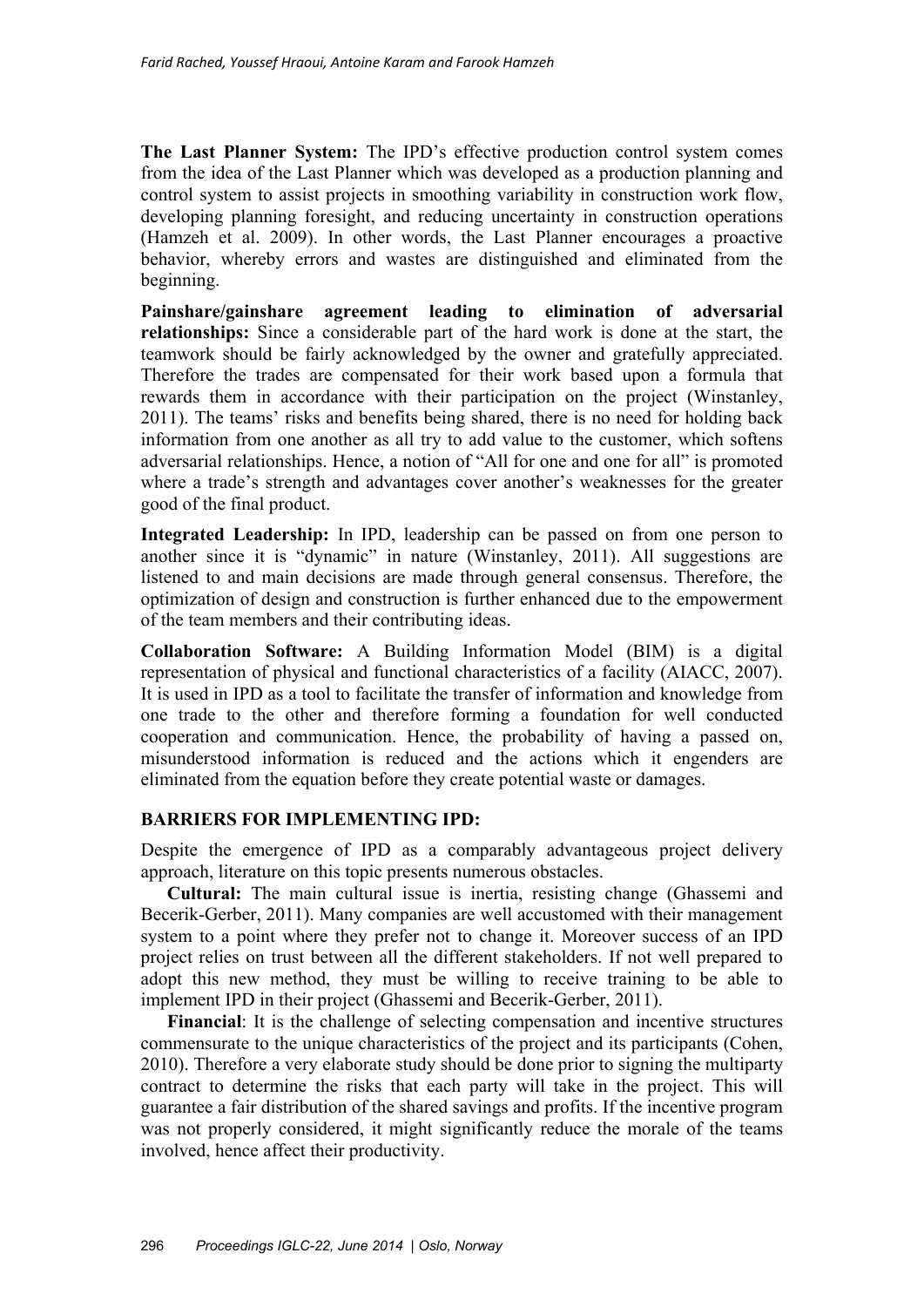**The Last Planner System:** The IPD's effective production control system comes from the idea of the Last Planner which was developed as a production planning and control system to assist projects in smoothing variability in construction work flow, developing planning foresight, and reducing uncertainty in construction operations (Hamzeh et al. 2009). In other words, the Last Planner encourages a proactive behavior, whereby errors and wastes are distinguished and eliminated from the beginning.

**Painshare/gainshare agreement leading to elimination of adversarial relationships:** Since a considerable part of the hard work is done at the start, the teamwork should be fairly acknowledged by the owner and gratefully appreciated. Therefore the trades are compensated for their work based upon a formula that rewards them in accordance with their participation on the project (Winstanley, 2011). The teams' risks and benefits being shared, there is no need for holding back information from one another as all try to add value to the customer, which softens adversarial relationships. Hence, a notion of "All for one and one for all" is promoted where a trade's strength and advantages cover another's weaknesses for the greater good of the final product.

**Integrated Leadership:** In IPD, leadership can be passed on from one person to another since it is "dynamic" in nature (Winstanley, 2011). All suggestions are listened to and main decisions are made through general consensus. Therefore, the optimization of design and construction is further enhanced due to the empowerment of the team members and their contributing ideas.

**Collaboration Software:** A Building Information Model (BIM) is a digital representation of physical and functional characteristics of a facility (AIACC, 2007). It is used in IPD as a tool to facilitate the transfer of information and knowledge from one trade to the other and therefore forming a foundation for well conducted cooperation and communication. Hence, the probability of having a passed on, misunderstood information is reduced and the actions which it engenders are eliminated from the equation before they create potential waste or damages.

## BARRIERS FOR IMPLEMENTING IPD:

Despite the emergence of IPD as a comparably advantageous project delivery approach, literature on this topic presents numerous obstacles.

**Cultural:** The main cultural issue is inertia, resisting change (Ghassemi and Becerik-Gerber, 2011). Many companies are well accustomed with their management system to a point where they prefer not to change it. Moreover success of an IPD project relies on trust between all the different stakeholders. If not well prepared to adopt this new method, they must be willing to receive training to be able to implement IPD in their project (Ghassemi and Becerik-Gerber, 2011).

**Financial**: It is the challenge of selecting compensation and incentive structures commensurate to the unique characteristics of the project and its participants (Cohen, 2010). Therefore a very elaborate study should be done prior to signing the multiparty contract to determine the risks that each party will take in the project. This will guarantee a fair distribution of the shared savings and profits. If the incentive program was not properly considered, it might significantly reduce the morale of the teams involved, hence affect their productivity.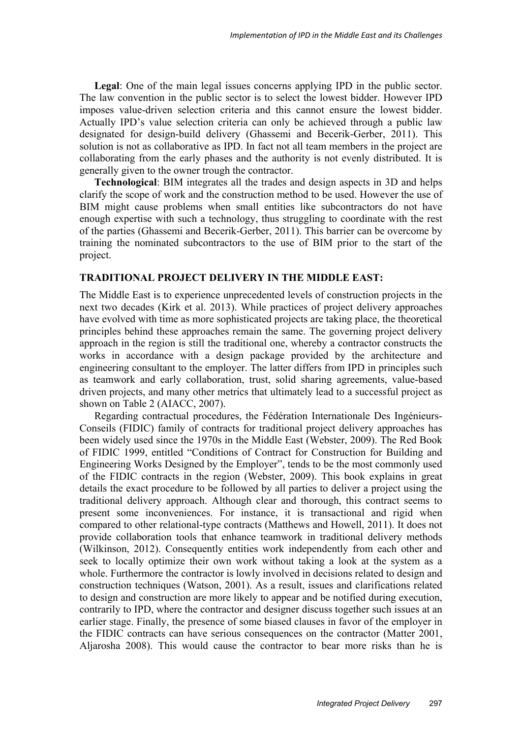**Legal**: One of the main legal issues concerns applying IPD in the public sector. The law convention in the public sector is to select the lowest bidder. However IPD imposes value-driven selection criteria and this cannot ensure the lowest bidder. Actually IPD's value selection criteria can only be achieved through a public law designated for design-build delivery (Ghassemi and Becerik-Gerber, 2011). This solution is not as collaborative as IPD. In fact not all team members in the project are collaborating from the early phases and the authority is not evenly distributed. It is generally given to the owner trough the contractor.

**Technological**: BIM integrates all the trades and design aspects in 3D and helps clarify the scope of work and the construction method to be used. However the use of BIM might cause problems when small entities like subcontractors do not have enough expertise with such a technology, thus struggling to coordinate with the rest of the parties (Ghassemi and Becerik-Gerber, 2011). This barrier can be overcome by training the nominated subcontractors to the use of BIM prior to the start of the project.

## TRADITIONAL PROJECT DELIVERY IN THE MIDDLE EAST:

The Middle East is to experience unprecedented levels of construction projects in the next two decades (Kirk et al. 2013). While practices of project delivery approaches have evolved with time as more sophisticated projects are taking place, the theoretical principles behind these approaches remain the same. The governing project delivery approach in the region is still the traditional one, whereby a contractor constructs the works in accordance with a design package provided by the architecture and engineering consultant to the employer. The latter differs from IPD in principles such as teamwork and early collaboration, trust, solid sharing agreements, value-based driven projects, and many other metrics that ultimately lead to a successful project as shown on Table 2 (AIACC, 2007).

Regarding contractual procedures, the Fédération Internationale Des Ingénieurs-Conseils (FIDIC) family of contracts for traditional project delivery approaches has been widely used since the 1970s in the Middle East (Webster, 2009). The Red Book of FIDIC 1999, entitled "Conditions of Contract for Construction for Building and Engineering Works Designed by the Employer", tends to be the most commonly used of the FIDIC contracts in the region (Webster, 2009). This book explains in great details the exact procedure to be followed by all parties to deliver a project using the traditional delivery approach. Although clear and thorough, this contract seems to present some inconveniences. For instance, it is transactional and rigid when compared to other relational-type contracts (Matthews and Howell, 2011). It does not provide collaboration tools that enhance teamwork in traditional delivery methods (Wilkinson, 2012). Consequently entities work independently from each other and seek to locally optimize their own work without taking a look at the system as a whole. Furthermore the contractor is lowly involved in decisions related to design and construction techniques (Watson, 2001). As a result, issues and clarifications related to design and construction are more likely to appear and be notified during execution, contrarily to IPD, where the contractor and designer discuss together such issues at an earlier stage. Finally, the presence of some biased clauses in favor of the employer in the FIDIC contracts can have serious consequences on the contractor (Matter 2001, Aljarosha 2008). This would cause the contractor to bear more risks than he is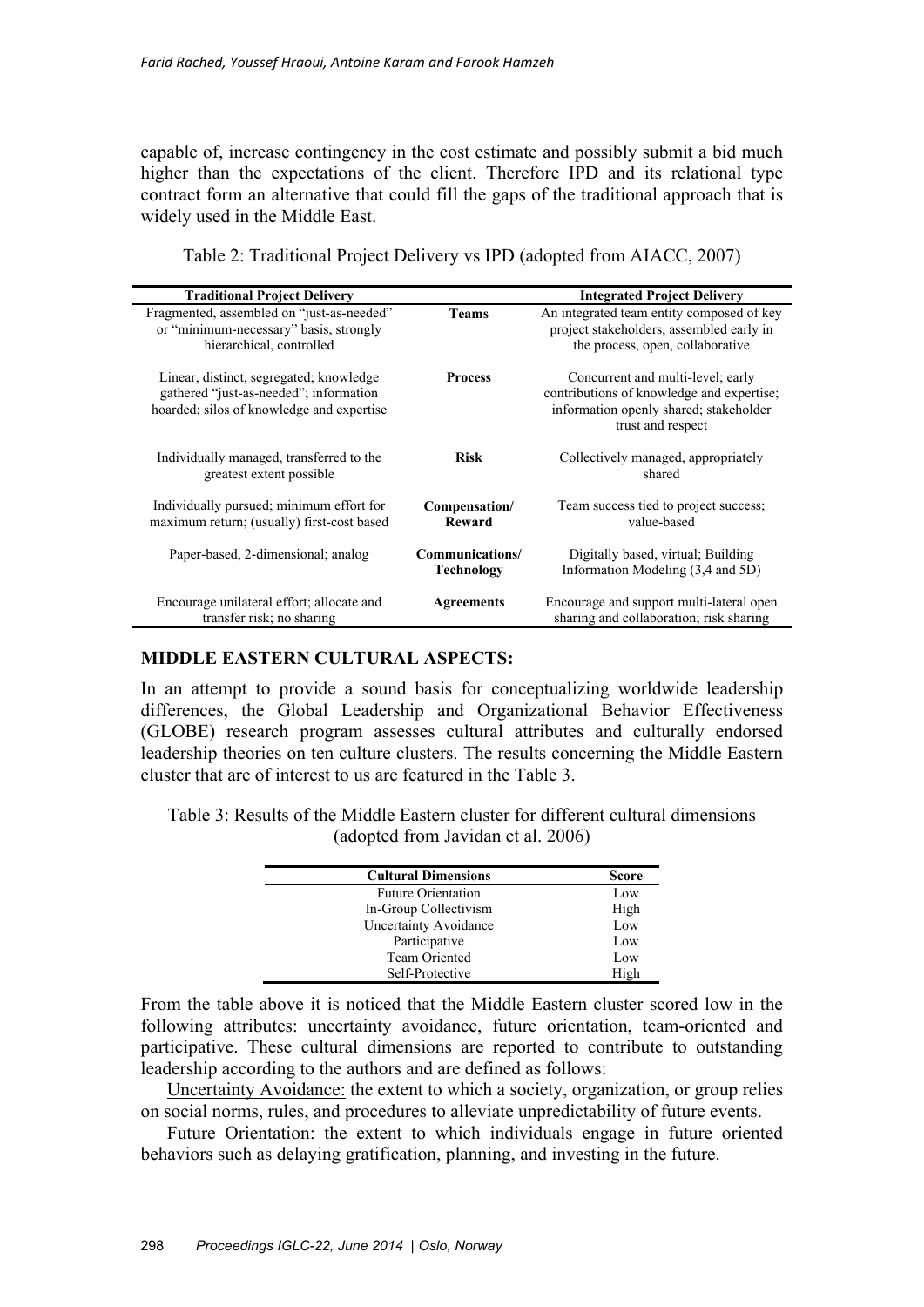capable of, increase contingency in the cost estimate and possibly submit a bid much higher than the expectations of the client. Therefore IPD and its relational type contract form an alternative that could fill the gaps of the traditional approach that is widely used in the Middle East.

Table 2: Traditional Project Delivery vs IPD (adopted from AIACC, 2007)

| Traditional Project Delivery | | Integrated Project Delivery |
|---|---|---|
| Fragmented, assembled on "just-as-needed" or "minimum-necessary" basis, strongly hierarchical, controlled | **Teams** | An integrated team entity composed of key project stakeholders, assembled early in the process, open, collaborative |
| Linear, distinct, segregated; knowledge gathered "just-as-needed"; information hoarded; silos of knowledge and expertise | **Process** | Concurrent and multi-level; early contributions of knowledge and expertise; information openly shared; stakeholder trust and respect |
| Individually managed, transferred to the greatest extent possible | **Risk** | Collectively managed, appropriately shared |
| Individually pursued; minimum effort for maximum return; (usually) first-cost based | **Compensation/ Reward** | Team success tied to project success; value-based |
| Paper-based, 2-dimensional; analog | **Communications/ Technology** | Digitally based, virtual; Building Information Modeling (3,4 and 5D) |
| Encourage unilateral effort; allocate and transfer risk; no sharing | **Agreements** | Encourage and support multi-lateral open sharing and collaboration; risk sharing |

## MIDDLE EASTERN CULTURAL ASPECTS:

In an attempt to provide a sound basis for conceptualizing worldwide leadership differences, the Global Leadership and Organizational Behavior Effectiveness (GLOBE) research program assesses cultural attributes and culturally endorsed leadership theories on ten culture clusters. The results concerning the Middle Eastern cluster that are of interest to us are featured in the Table 3.

Table 3: Results of the Middle Eastern cluster for different cultural dimensions (adopted from Javidan et al. 2006)

| Cultural Dimensions | Score |
|---|---|
| Future Orientation | Low |
| In-Group Collectivism | High |
| Uncertainty Avoidance | Low |
| Participative | Low |
| Team Oriented | Low |
| Self-Protective | High |

From the table above it is noticed that the Middle Eastern cluster scored low in the following attributes: uncertainty avoidance, future orientation, team-oriented and participative. These cultural dimensions are reported to contribute to outstanding leadership according to the authors and are defined as follows:

Uncertainty Avoidance: the extent to which a society, organization, or group relies on social norms, rules, and procedures to alleviate unpredictability of future events.

Future Orientation: the extent to which individuals engage in future oriented behaviors such as delaying gratification, planning, and investing in the future.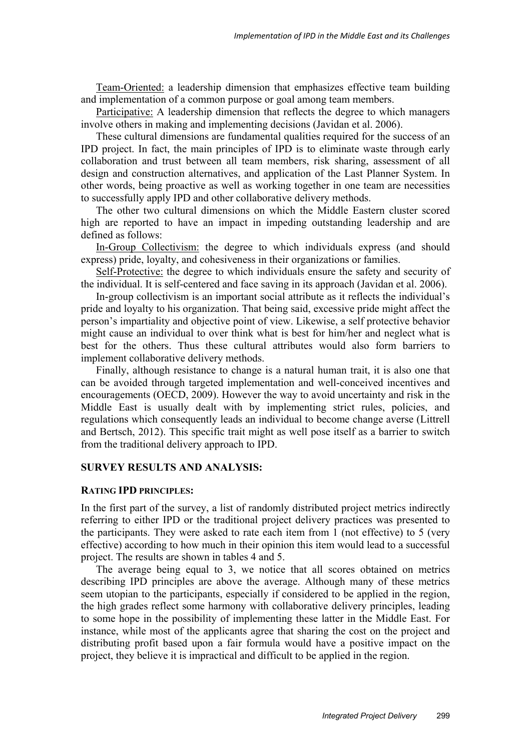Team-Oriented: a leadership dimension that emphasizes effective team building and implementation of a common purpose or goal among team members.

Participative: A leadership dimension that reflects the degree to which managers involve others in making and implementing decisions (Javidan et al. 2006).

These cultural dimensions are fundamental qualities required for the success of an IPD project. In fact, the main principles of IPD is to eliminate waste through early collaboration and trust between all team members, risk sharing, assessment of all design and construction alternatives, and application of the Last Planner System. In other words, being proactive as well as working together in one team are necessities to successfully apply IPD and other collaborative delivery methods.

The other two cultural dimensions on which the Middle Eastern cluster scored high are reported to have an impact in impeding outstanding leadership and are defined as follows:

In-Group Collectivism: the degree to which individuals express (and should express) pride, loyalty, and cohesiveness in their organizations or families.

Self-Protective: the degree to which individuals ensure the safety and security of the individual. It is self-centered and face saving in its approach (Javidan et al. 2006).

In-group collectivism is an important social attribute as it reflects the individual's pride and loyalty to his organization. That being said, excessive pride might affect the person's impartiality and objective point of view. Likewise, a self protective behavior might cause an individual to over think what is best for him/her and neglect what is best for the others. Thus these cultural attributes would also form barriers to implement collaborative delivery methods.

Finally, although resistance to change is a natural human trait, it is also one that can be avoided through targeted implementation and well-conceived incentives and encouragements (OECD, 2009). However the way to avoid uncertainty and risk in the Middle East is usually dealt with by implementing strict rules, policies, and regulations which consequently leads an individual to become change averse (Littrell and Bertsch, 2012). This specific trait might as well pose itself as a barrier to switch from the traditional delivery approach to IPD.

## SURVEY RESULTS AND ANALYSIS:

### RATING IPD PRINCIPLES:

In the first part of the survey, a list of randomly distributed project metrics indirectly referring to either IPD or the traditional project delivery practices was presented to the participants. They were asked to rate each item from 1 (not effective) to 5 (very effective) according to how much in their opinion this item would lead to a successful project. The results are shown in tables 4 and 5.

The average being equal to 3, we notice that all scores obtained on metrics describing IPD principles are above the average. Although many of these metrics seem utopian to the participants, especially if considered to be applied in the region, the high grades reflect some harmony with collaborative delivery principles, leading to some hope in the possibility of implementing these latter in the Middle East. For instance, while most of the applicants agree that sharing the cost on the project and distributing profit based upon a fair formula would have a positive impact on the project, they believe it is impractical and difficult to be applied in the region.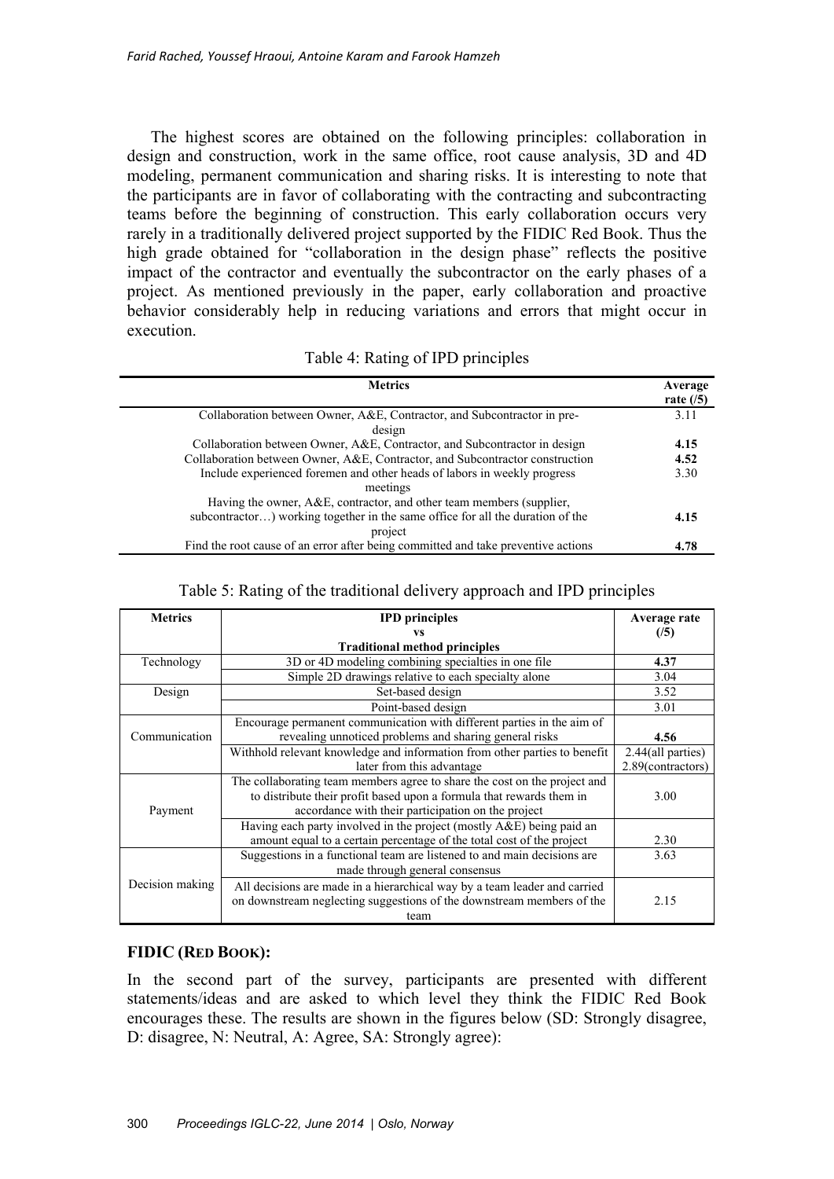The highest scores are obtained on the following principles: collaboration in design and construction, work in the same office, root cause analysis, 3D and 4D modeling, permanent communication and sharing risks. It is interesting to note that the participants are in favor of collaborating with the contracting and subcontracting teams before the beginning of construction. This early collaboration occurs very rarely in a traditionally delivered project supported by the FIDIC Red Book. Thus the high grade obtained for "collaboration in the design phase" reflects the positive impact of the contractor and eventually the subcontractor on the early phases of a project. As mentioned previously in the paper, early collaboration and proactive behavior considerably help in reducing variations and errors that might occur in execution.

Table 4: Rating of IPD principles

| Metrics | Average rate (/5) |
|---|---|
| Collaboration between Owner, A&E, Contractor, and Subcontractor in pre-design | 3.11 |
| Collaboration between Owner, A&E, Contractor, and Subcontractor in design | **4.15** |
| Collaboration between Owner, A&E, Contractor, and Subcontractor construction | **4.52** |
| Include experienced foremen and other heads of labors in weekly progress meetings | 3.30 |
| Having the owner, A&E, contractor, and other team members (supplier, subcontractor…) working together in the same office for all the duration of the project | **4.15** |
| Find the root cause of an error after being committed and take preventive actions | **4.78** |

Table 5: Rating of the traditional delivery approach and IPD principles

| Metrics | IPD principles vs Traditional method principles | Average rate (/5) |
|---|---|---|
| Technology | 3D or 4D modeling combining specialties in one file | **4.37** |
| | Simple 2D drawings relative to each specialty alone | 3.04 |
| Design | Set-based design | 3.52 |
| | Point-based design | 3.01 |
| Communication | Encourage permanent communication with different parties in the aim of revealing unnoticed problems and sharing general risks | **4.56** |
| | Withhold relevant knowledge and information from other parties to benefit later from this advantage | 2.44(all parties) 2.89(contractors) |
| Payment | The collaborating team members agree to share the cost on the project and to distribute their profit based upon a formula that rewards them in accordance with their participation on the project | 3.00 |
| | Having each party involved in the project (mostly A&E) being paid an amount equal to a certain percentage of the total cost of the project | 2.30 |
| Decision making | Suggestions in a functional team are listened to and main decisions are made through general consensus | 3.63 |
| | All decisions are made in a hierarchical way by a team leader and carried on downstream neglecting suggestions of the downstream members of the team | 2.15 |

### FIDIC (RED BOOK):

In the second part of the survey, participants are presented with different statements/ideas and are asked to which level they think the FIDIC Red Book encourages these. The results are shown in the figures below (SD: Strongly disagree, D: disagree, N: Neutral, A: Agree, SA: Strongly agree):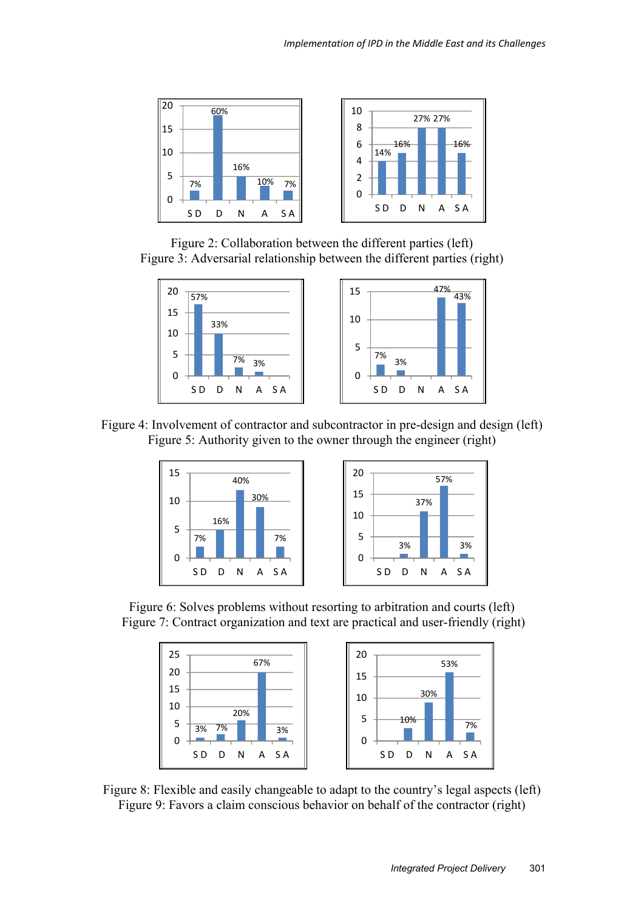Figure 2: Collaboration between the different parties (left)
Figure 3: Adversarial relationship between the different parties (right)

Figure 4: Involvement of contractor and subcontractor in pre-design and design (left)
Figure 5: Authority given to the owner through the engineer (right)

Figure 6: Solves problems without resorting to arbitration and courts (left)
Figure 7: Contract organization and text are practical and user-friendly (right)

Figure 8: Flexible and easily changeable to adapt to the country's legal aspects (left)
Figure 9: Favors a claim conscious behavior on behalf of the contractor (right)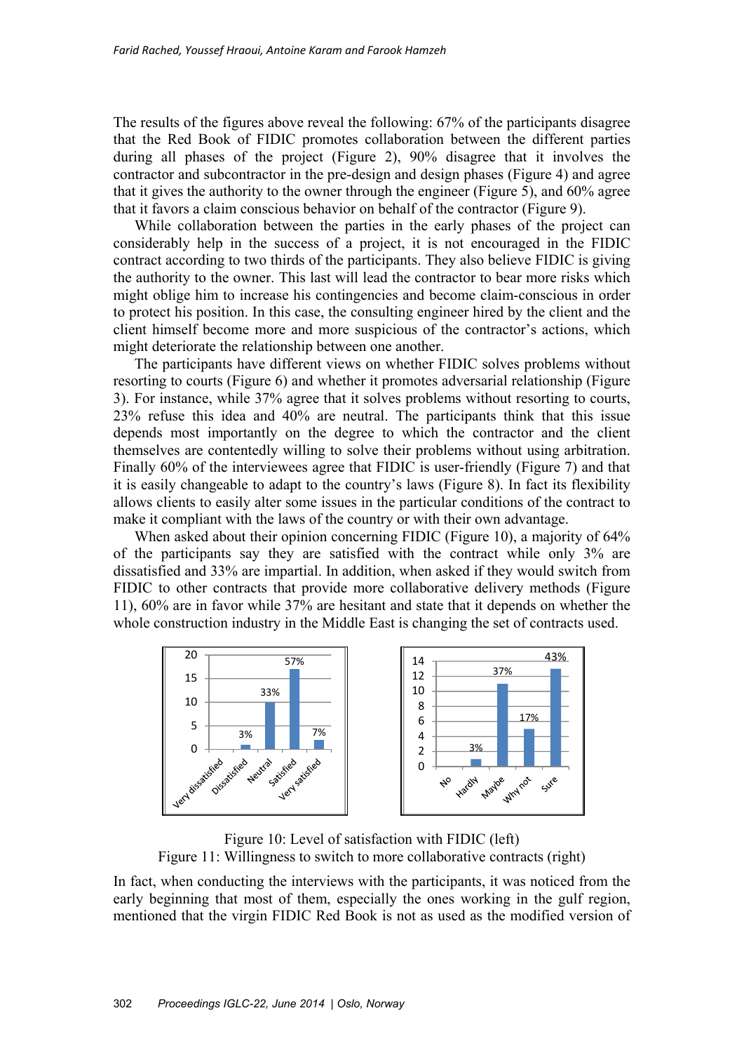The results of the figures above reveal the following: 67% of the participants disagree that the Red Book of FIDIC promotes collaboration between the different parties during all phases of the project (Figure 2), 90% disagree that it involves the contractor and subcontractor in the pre-design and design phases (Figure 4) and agree that it gives the authority to the owner through the engineer (Figure 5), and 60% agree that it favors a claim conscious behavior on behalf of the contractor (Figure 9).

While collaboration between the parties in the early phases of the project can considerably help in the success of a project, it is not encouraged in the FIDIC contract according to two thirds of the participants. They also believe FIDIC is giving the authority to the owner. This last will lead the contractor to bear more risks which might oblige him to increase his contingencies and become claim-conscious in order to protect his position. In this case, the consulting engineer hired by the client and the client himself become more and more suspicious of the contractor's actions, which might deteriorate the relationship between one another.

The participants have different views on whether FIDIC solves problems without resorting to courts (Figure 6) and whether it promotes adversarial relationship (Figure 3). For instance, while 37% agree that it solves problems without resorting to courts, 23% refuse this idea and 40% are neutral. The participants think that this issue depends most importantly on the degree to which the contractor and the client themselves are contentedly willing to solve their problems without using arbitration. Finally 60% of the interviewees agree that FIDIC is user-friendly (Figure 7) and that it is easily changeable to adapt to the country's laws (Figure 8). In fact its flexibility allows clients to easily alter some issues in the particular conditions of the contract to make it compliant with the laws of the country or with their own advantage.

When asked about their opinion concerning FIDIC (Figure 10), a majority of 64% of the participants say they are satisfied with the contract while only 3% are dissatisfied and 33% are impartial. In addition, when asked if they would switch from FIDIC to other contracts that provide more collaborative delivery methods (Figure 11), 60% are in favor while 37% are hesitant and state that it depends on whether the whole construction industry in the Middle East is changing the set of contracts used.

| Level of satisfaction | Value | % |
|---|---|---|
| Very dissatisfied | 0 | |
| Dissatisfied | 1 | 3% |
| Neutral | 10 | 33% |
| Satisfied | 17 | 57% |
| Very satisfied | 2 | 7% |

| Willingness to switch | Value | % |
|---|---|---|
| No | 0 | |
| Hardly | 1 | 3% |
| Maybe | 11 | 37% |
| Why not | 5 | 17% |
| Sure | 13 | 43% |

Figure 10: Level of satisfaction with FIDIC (left)
Figure 11: Willingness to switch to more collaborative contracts (right)

In fact, when conducting the interviews with the participants, it was noticed from the early beginning that most of them, especially the ones working in the gulf region, mentioned that the virgin FIDIC Red Book is not as used as the modified version of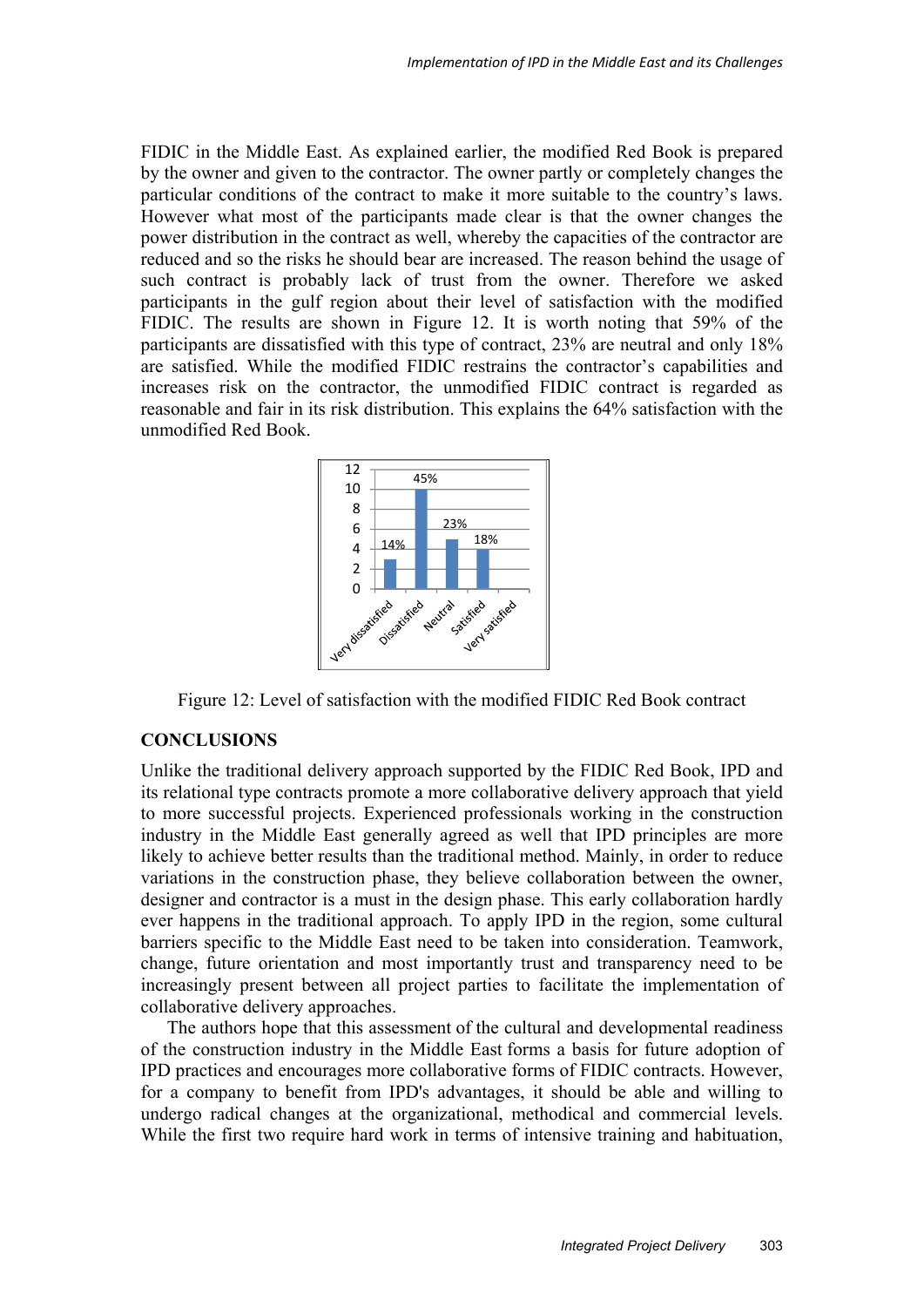FIDIC in the Middle East. As explained earlier, the modified Red Book is prepared by the owner and given to the contractor. The owner partly or completely changes the particular conditions of the contract to make it more suitable to the country's laws. However what most of the participants made clear is that the owner changes the power distribution in the contract as well, whereby the capacities of the contractor are reduced and so the risks he should bear are increased. The reason behind the usage of such contract is probably lack of trust from the owner. Therefore we asked participants in the gulf region about their level of satisfaction with the modified FIDIC. The results are shown in Figure 12. It is worth noting that 59% of the participants are dissatisfied with this type of contract, 23% are neutral and only 18% are satisfied. While the modified FIDIC restrains the contractor's capabilities and increases risk on the contractor, the unmodified FIDIC contract is regarded as reasonable and fair in its risk distribution. This explains the 64% satisfaction with the unmodified Red Book.

| Level of satisfaction | Count | Percentage |
| --- | --- | --- |
| Very dissatisfied | 3 | 14% |
| Dissatisfied | 10 | 45% |
| Neutral | 5 | 23% |
| Satisfied | 4 | 18% |
| Very satisfied | 0 | |

Figure 12: Level of satisfaction with the modified FIDIC Red Book contract

## CONCLUSIONS

Unlike the traditional delivery approach supported by the FIDIC Red Book, IPD and its relational type contracts promote a more collaborative delivery approach that yield to more successful projects. Experienced professionals working in the construction industry in the Middle East generally agreed as well that IPD principles are more likely to achieve better results than the traditional method. Mainly, in order to reduce variations in the construction phase, they believe collaboration between the owner, designer and contractor is a must in the design phase. This early collaboration hardly ever happens in the traditional approach. To apply IPD in the region, some cultural barriers specific to the Middle East need to be taken into consideration. Teamwork, change, future orientation and most importantly trust and transparency need to be increasingly present between all project parties to facilitate the implementation of collaborative delivery approaches.

The authors hope that this assessment of the cultural and developmental readiness of the construction industry in the Middle East forms a basis for future adoption of IPD practices and encourages more collaborative forms of FIDIC contracts. However, for a company to benefit from IPD's advantages, it should be able and willing to undergo radical changes at the organizational, methodical and commercial levels. While the first two require hard work in terms of intensive training and habituation,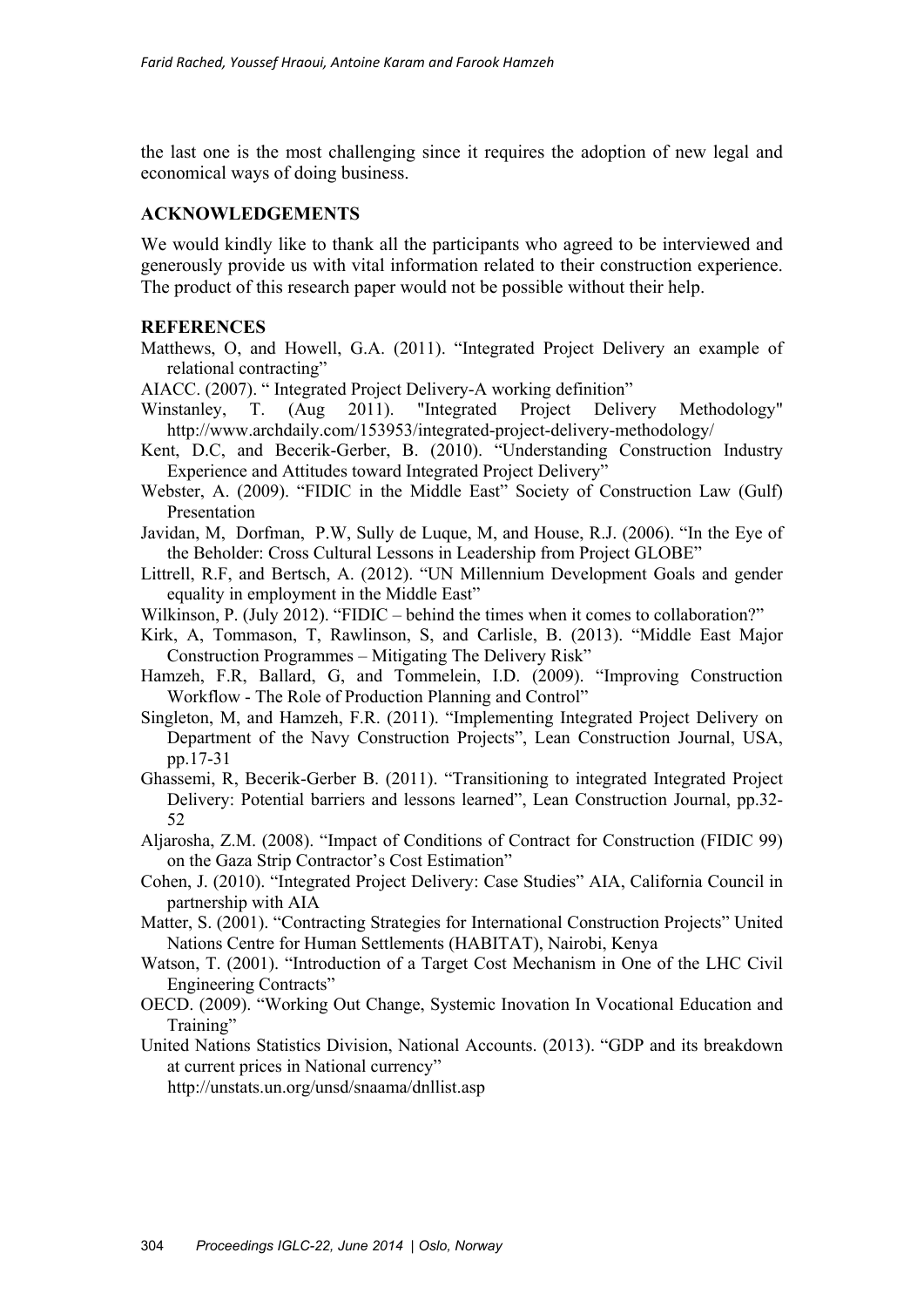the last one is the most challenging since it requires the adoption of new legal and economical ways of doing business.

## ACKNOWLEDGEMENTS

We would kindly like to thank all the participants who agreed to be interviewed and generously provide us with vital information related to their construction experience. The product of this research paper would not be possible without their help.

## REFERENCES

Matthews, O, and Howell, G.A. (2011). "Integrated Project Delivery an example of relational contracting"

AIACC. (2007). " Integrated Project Delivery-A working definition"

Winstanley, T. (Aug 2011). "Integrated Project Delivery Methodology" http://www.archdaily.com/153953/integrated-project-delivery-methodology/

Kent, D.C, and Becerik-Gerber, B. (2010). "Understanding Construction Industry Experience and Attitudes toward Integrated Project Delivery"

Webster, A. (2009). "FIDIC in the Middle East" Society of Construction Law (Gulf) Presentation

Javidan, M, Dorfman, P.W, Sully de Luque, M, and House, R.J. (2006). "In the Eye of the Beholder: Cross Cultural Lessons in Leadership from Project GLOBE"

Littrell, R.F, and Bertsch, A. (2012). "UN Millennium Development Goals and gender equality in employment in the Middle East"

Wilkinson, P. (July 2012). "FIDIC – behind the times when it comes to collaboration?"

Kirk, A, Tommason, T, Rawlinson, S, and Carlisle, B. (2013). "Middle East Major Construction Programmes – Mitigating The Delivery Risk"

Hamzeh, F.R, Ballard, G, and Tommelein, I.D. (2009). "Improving Construction Workflow - The Role of Production Planning and Control"

Singleton, M, and Hamzeh, F.R. (2011). "Implementing Integrated Project Delivery on Department of the Navy Construction Projects", Lean Construction Journal, USA, pp.17-31

Ghassemi, R, Becerik-Gerber B. (2011). "Transitioning to integrated Integrated Project Delivery: Potential barriers and lessons learned", Lean Construction Journal, pp.32-52

Aljarosha, Z.M. (2008). "Impact of Conditions of Contract for Construction (FIDIC 99) on the Gaza Strip Contractor's Cost Estimation"

Cohen, J. (2010). "Integrated Project Delivery: Case Studies" AIA, California Council in partnership with AIA

Matter, S. (2001). "Contracting Strategies for International Construction Projects" United Nations Centre for Human Settlements (HABITAT), Nairobi, Kenya

Watson, T. (2001). "Introduction of a Target Cost Mechanism in One of the LHC Civil Engineering Contracts"

OECD. (2009). "Working Out Change, Systemic Inovation In Vocational Education and Training"

United Nations Statistics Division, National Accounts. (2013). "GDP and its breakdown at current prices in National currency" http://unstats.un.org/unsd/snaama/dnllist.asp